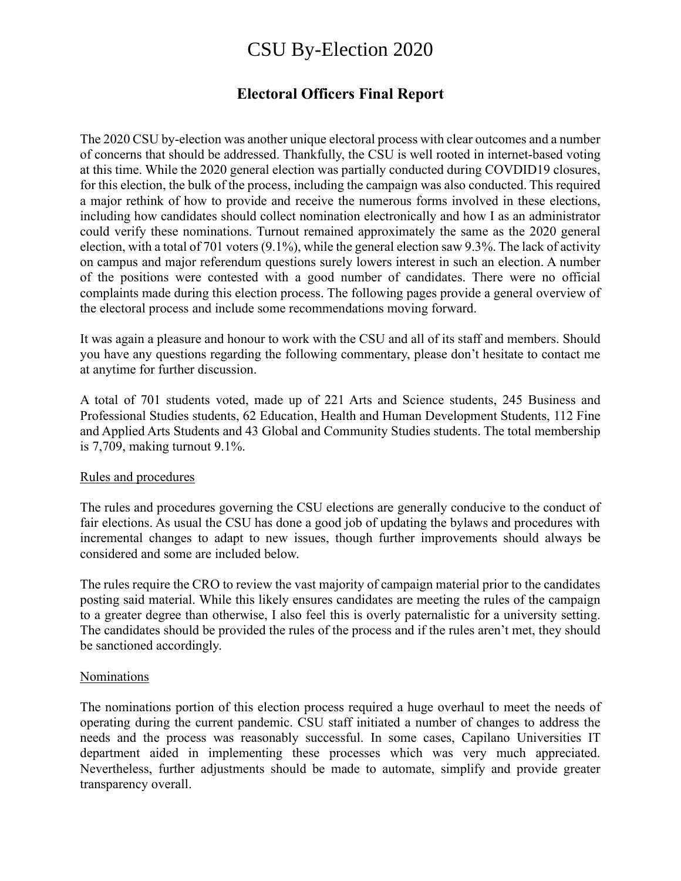# CSU By-Election 2020

## Electoral Officers Final Report

The 2020 CSU by-election was another unique electoral process with clear outcomes and a number of concerns that should be addressed. Thankfully, the CSU is well rooted in internet-based voting at this time. While the 2020 general election was partially conducted during COVDID19 closures, for this election, the bulk of the process, including the campaign was also conducted. This required a major rethink of how to provide and receive the numerous forms involved in these elections, including how candidates should collect nomination electronically and how I as an administrator could verify these nominations. Turnout remained approximately the same as the 2020 general election, with a total of 701 voters (9.1%), while the general election saw 9.3%. The lack of activity on campus and major referendum questions surely lowers interest in such an election. A number of the positions were contested with a good number of candidates. There were no official complaints made during this election process. The following pages provide a general overview of the electoral process and include some recommendations moving forward.

It was again a pleasure and honour to work with the CSU and all of its staff and members. Should you have any questions regarding the following commentary, please don't hesitate to contact me at anytime for further discussion.

A total of 701 students voted, made up of 221 Arts and Science students, 245 Business and Professional Studies students, 62 Education, Health and Human Development Students, 112 Fine and Applied Arts Students and 43 Global and Community Studies students. The total membership is 7,709, making turnout 9.1%.

### Rules and procedures

The rules and procedures governing the CSU elections are generally conducive to the conduct of fair elections. As usual the CSU has done a good job of updating the bylaws and procedures with incremental changes to adapt to new issues, though further improvements should always be considered and some are included below.

The rules require the CRO to review the vast majority of campaign material prior to the candidates posting said material. While this likely ensures candidates are meeting the rules of the campaign to a greater degree than otherwise, I also feel this is overly paternalistic for a university setting. The candidates should be provided the rules of the process and if the rules aren't met, they should be sanctioned accordingly.

### Nominations

The nominations portion of this election process required a huge overhaul to meet the needs of operating during the current pandemic. CSU staff initiated a number of changes to address the needs and the process was reasonably successful. In some cases, Capilano Universities IT department aided in implementing these processes which was very much appreciated. Nevertheless, further adjustments should be made to automate, simplify and provide greater transparency overall.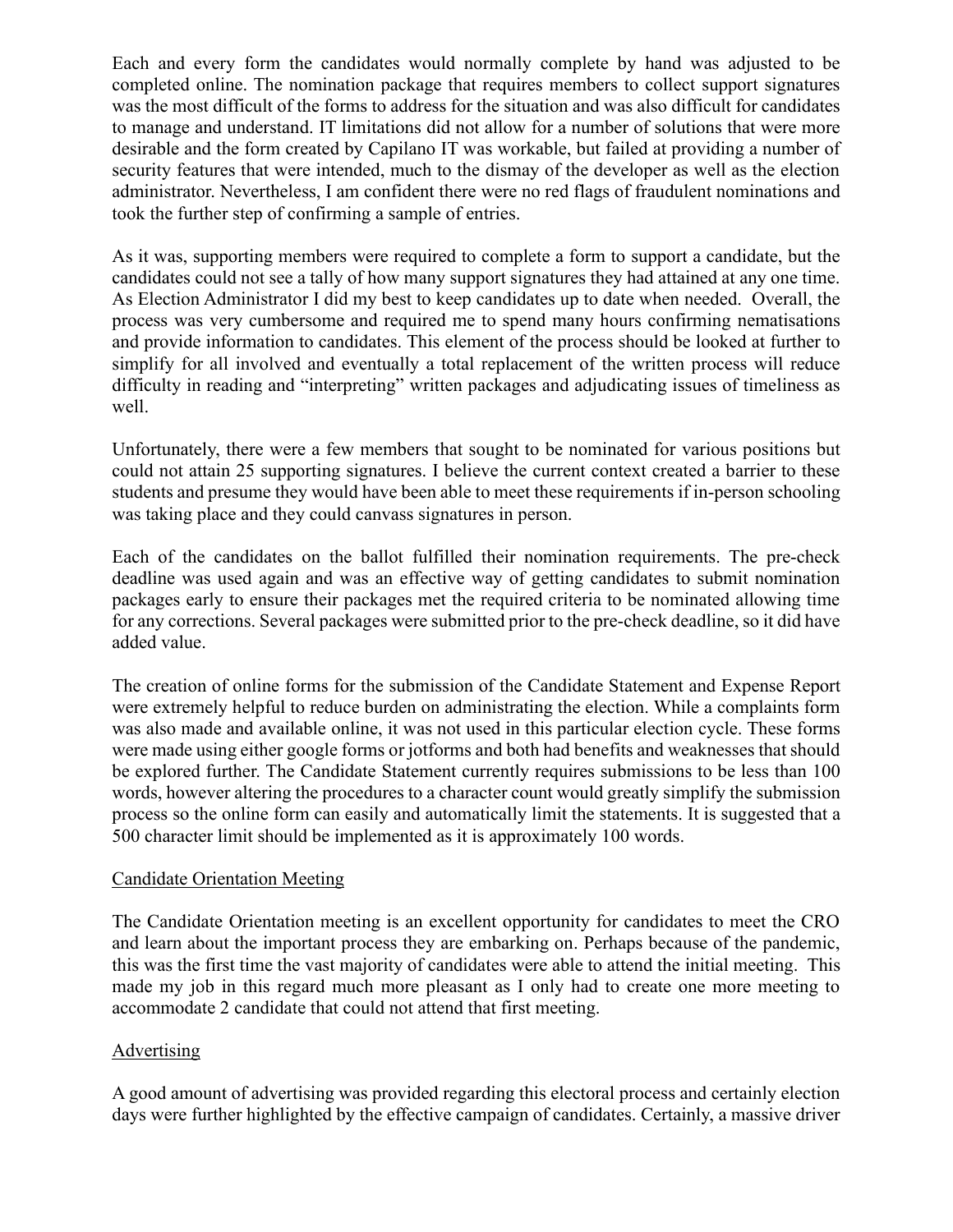Each and every form the candidates would normally complete by hand was adjusted to be completed online. The nomination package that requires members to collect support signatures was the most difficult of the forms to address for the situation and was also difficult for candidates to manage and understand. IT limitations did not allow for a number of solutions that were more desirable and the form created by Capilano IT was workable, but failed at providing a number of security features that were intended, much to the dismay of the developer as well as the election administrator. Nevertheless, I am confident there were no red flags of fraudulent nominations and took the further step of confirming a sample of entries.

As it was, supporting members were required to complete a form to support a candidate, but the candidates could not see a tally of how many support signatures they had attained at any one time. As Election Administrator I did my best to keep candidates up to date when needed. Overall, the process was very cumbersome and required me to spend many hours confirming nematisations and provide information to candidates. This element of the process should be looked at further to simplify for all involved and eventually a total replacement of the written process will reduce difficulty in reading and "interpreting" written packages and adjudicating issues of timeliness as well.

Unfortunately, there were a few members that sought to be nominated for various positions but could not attain 25 supporting signatures. I believe the current context created a barrier to these students and presume they would have been able to meet these requirements if in-person schooling was taking place and they could canvass signatures in person.

Each of the candidates on the ballot fulfilled their nomination requirements. The pre-check deadline was used again and was an effective way of getting candidates to submit nomination packages early to ensure their packages met the required criteria to be nominated allowing time for any corrections. Several packages were submitted prior to the pre-check deadline, so it did have added value.

The creation of online forms for the submission of the Candidate Statement and Expense Report were extremely helpful to reduce burden on administrating the election. While a complaints form was also made and available online, it was not used in this particular election cycle. These forms were made using either google forms or jotforms and both had benefits and weaknesses that should be explored further. The Candidate Statement currently requires submissions to be less than 100 words, however altering the procedures to a character count would greatly simplify the submission process so the online form can easily and automatically limit the statements. It is suggested that a 500 character limit should be implemented as it is approximately 100 words.

<u>Candidate Orientation Meeting</u>

The Candidate Orientation meeting is an excellent opportunity for candidates to meet the CRO and learn about the important process they are embarking on. Perhaps because of the pandemic, this was the first time the vast majority of candidates were able to attend the initial meeting. This made my job in this regard much more pleasant as I only had to create one more meeting to accommodate 2 candidate that could not attend that first meeting.

<u>Advertising</u>

A good amount of advertising was provided regarding this electoral process and certainly election days were further highlighted by the effective campaign of candidates. Certainly, a massive driver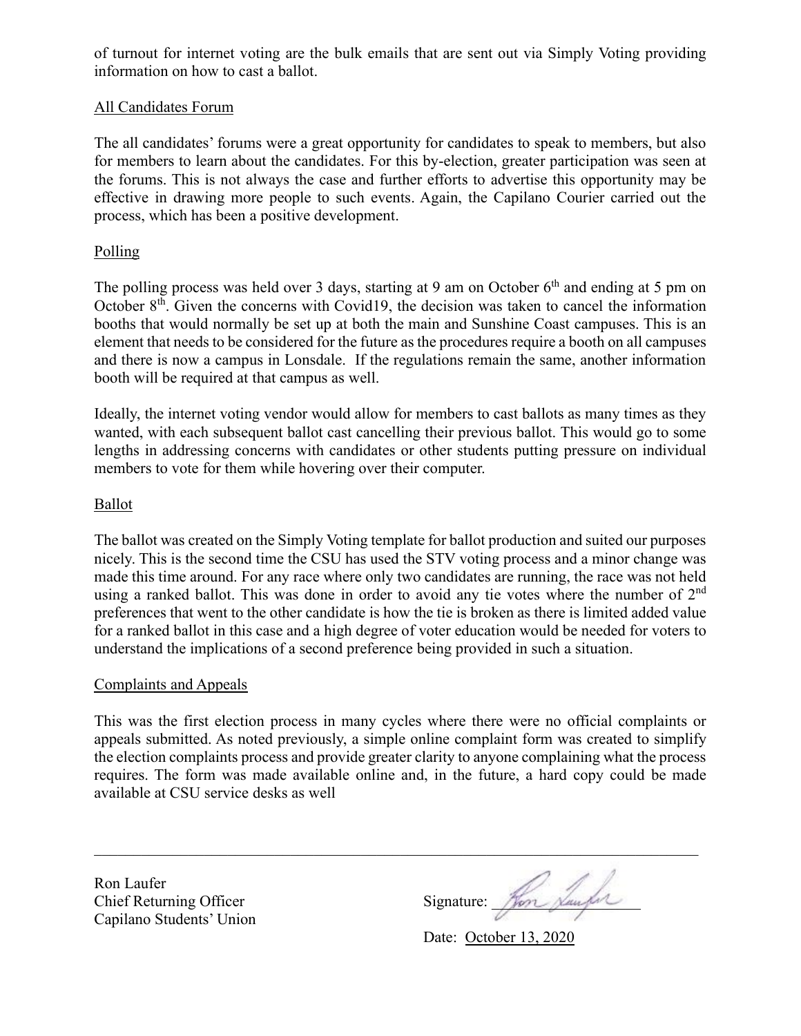of turnout for internet voting are the bulk emails that are sent out via Simply Voting providing information on how to cast a ballot.

## All Candidates Forum

The all candidates' forums were a great opportunity for candidates to speak to members, but also for members to learn about the candidates. For this by-election, greater participation was seen at the forums. This is not always the case and further efforts to advertise this opportunity may be effective in drawing more people to such events. Again, the Capilano Courier carried out the process, which has been a positive development.

## Polling

The polling process was held over 3 days, starting at 9 am on October 6th and ending at 5 pm on October 8th. Given the concerns with Covid19, the decision was taken to cancel the information booths that would normally be set up at both the main and Sunshine Coast campuses. This is an element that needs to be considered for the future as the procedures require a booth on all campuses and there is now a campus in Lonsdale. If the regulations remain the same, another information booth will be required at that campus as well.

Ideally, the internet voting vendor would allow for members to cast ballots as many times as they wanted, with each subsequent ballot cast cancelling their previous ballot. This would go to some lengths in addressing concerns with candidates or other students putting pressure on individual members to vote for them while hovering over their computer.

## Ballot

The ballot was created on the Simply Voting template for ballot production and suited our purposes nicely. This is the second time the CSU has used the STV voting process and a minor change was made this time around. For any race where only two candidates are running, the race was not held using a ranked ballot. This was done in order to avoid any tie votes where the number of 2nd preferences that went to the other candidate is how the tie is broken as there is limited added value for a ranked ballot in this case and a high degree of voter education would be needed for voters to understand the implications of a second preference being provided in such a situation.

## Complaints and Appeals

This was the first election process in many cycles where there were no official complaints or appeals submitted. As noted previously, a simple online complaint form was created to simplify the election complaints process and provide greater clarity to anyone complaining what the process requires. The form was made available online and, in the future, a hard copy could be made available at CSU service desks as well

---

Ron Laufer
Chief Returning Officer
Capilano Students' Union

Signature: Ron Laufer

Date: October 13, 2020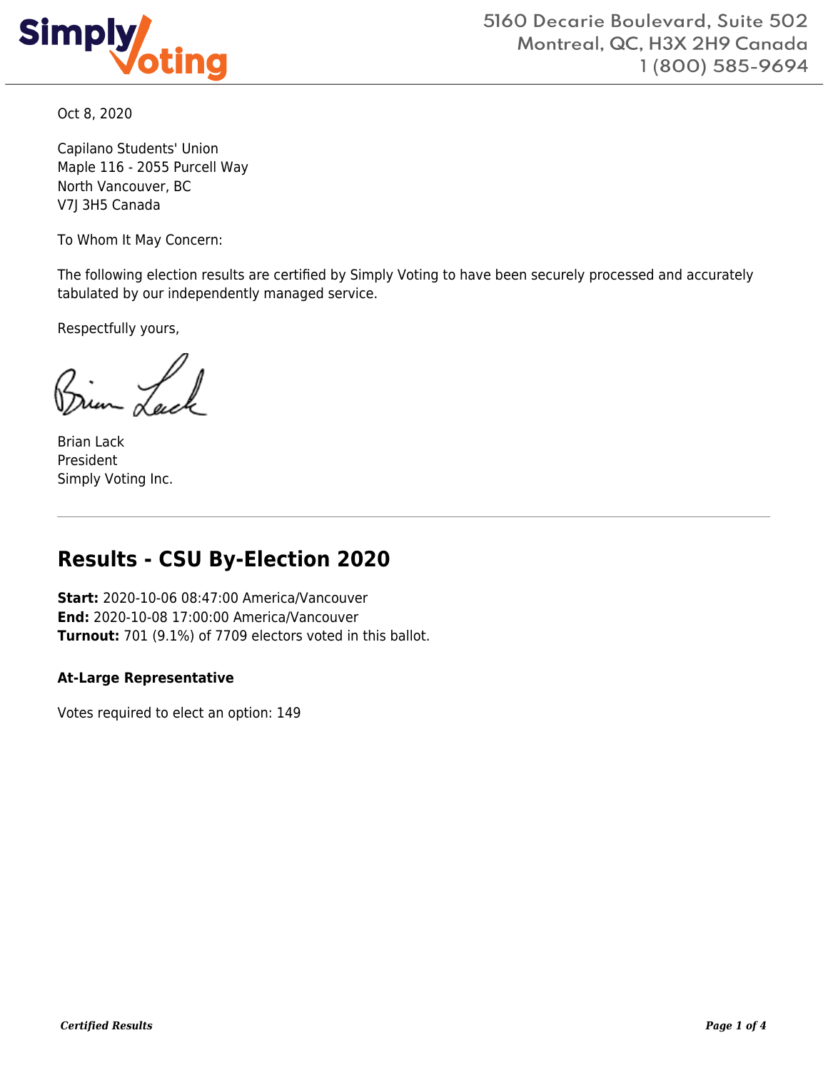Oct 8, 2020

Capilano Students' Union
Maple 116 - 2055 Purcell Way
North Vancouver, BC
V7J 3H5 Canada

To Whom It May Concern:

The following election results are certified by Simply Voting to have been securely processed and accurately tabulated by our independently managed service.

Respectfully yours,

Brian Lack
President
Simply Voting Inc.

---

## Results - CSU By-Election 2020

**Start:** 2020-10-06 08:47:00 America/Vancouver
**End:** 2020-10-08 17:00:00 America/Vancouver
**Turnout:** 701 (9.1%) of 7709 electors voted in this ballot.

### At-Large Representative

Votes required to elect an option: 149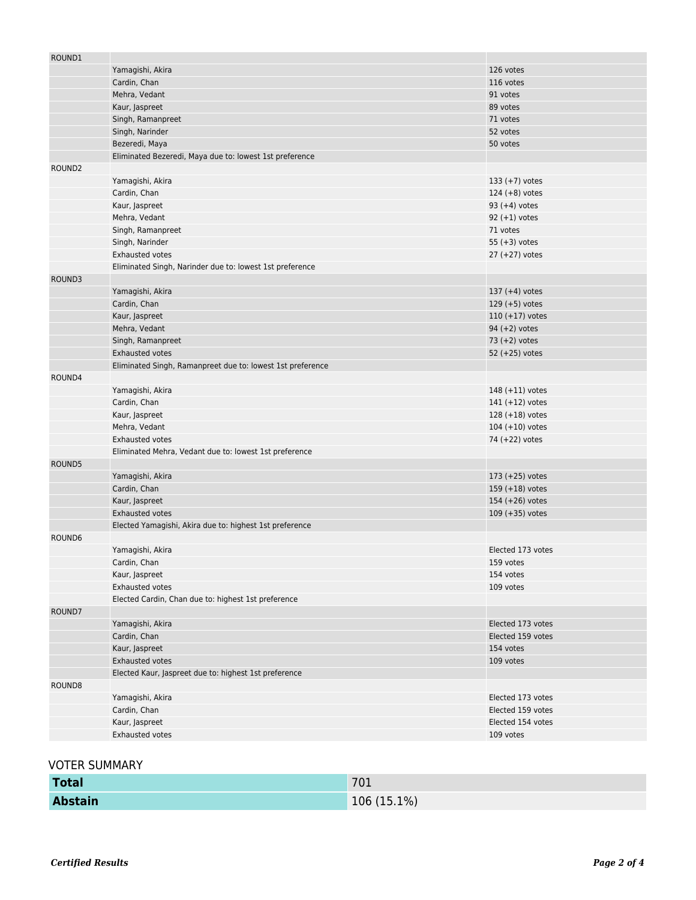| ROUND1 | | |
|---|---|---|
| | Yamagishi, Akira | 126 votes |
| | Cardin, Chan | 116 votes |
| | Mehra, Vedant | 91 votes |
| | Kaur, Jaspreet | 89 votes |
| | Singh, Ramanpreet | 71 votes |
| | Singh, Narinder | 52 votes |
| | Bezeredi, Maya | 50 votes |
| | Eliminated Bezeredi, Maya due to: lowest 1st preference | |
| ROUND2 | | |
| | Yamagishi, Akira | 133 (+7) votes |
| | Cardin, Chan | 124 (+8) votes |
| | Kaur, Jaspreet | 93 (+4) votes |
| | Mehra, Vedant | 92 (+1) votes |
| | Singh, Ramanpreet | 71 votes |
| | Singh, Narinder | 55 (+3) votes |
| | Exhausted votes | 27 (+27) votes |
| | Eliminated Singh, Narinder due to: lowest 1st preference | |
| ROUND3 | | |
| | Yamagishi, Akira | 137 (+4) votes |
| | Cardin, Chan | 129 (+5) votes |
| | Kaur, Jaspreet | 110 (+17) votes |
| | Mehra, Vedant | 94 (+2) votes |
| | Singh, Ramanpreet | 73 (+2) votes |
| | Exhausted votes | 52 (+25) votes |
| | Eliminated Singh, Ramanpreet due to: lowest 1st preference | |
| ROUND4 | | |
| | Yamagishi, Akira | 148 (+11) votes |
| | Cardin, Chan | 141 (+12) votes |
| | Kaur, Jaspreet | 128 (+18) votes |
| | Mehra, Vedant | 104 (+10) votes |
| | Exhausted votes | 74 (+22) votes |
| | Eliminated Mehra, Vedant due to: lowest 1st preference | |
| ROUND5 | | |
| | Yamagishi, Akira | 173 (+25) votes |
| | Cardin, Chan | 159 (+18) votes |
| | Kaur, Jaspreet | 154 (+26) votes |
| | Exhausted votes | 109 (+35) votes |
| | Elected Yamagishi, Akira due to: highest 1st preference | |
| ROUND6 | | |
| | Yamagishi, Akira | Elected 173 votes |
| | Cardin, Chan | 159 votes |
| | Kaur, Jaspreet | 154 votes |
| | Exhausted votes | 109 votes |
| | Elected Cardin, Chan due to: highest 1st preference | |
| ROUND7 | | |
| | Yamagishi, Akira | Elected 173 votes |
| | Cardin, Chan | Elected 159 votes |
| | Kaur, Jaspreet | 154 votes |
| | Exhausted votes | 109 votes |
| | Elected Kaur, Jaspreet due to: highest 1st preference | |
| ROUND8 | | |
| | Yamagishi, Akira | Elected 173 votes |
| | Cardin, Chan | Elected 159 votes |
| | Kaur, Jaspreet | Elected 154 votes |
| | Exhausted votes | 109 votes |

VOTER SUMMARY

| | |
|---|---|
| **Total** | 701 |
| **Abstain** | 106 (15.1%) |

*Certified Results*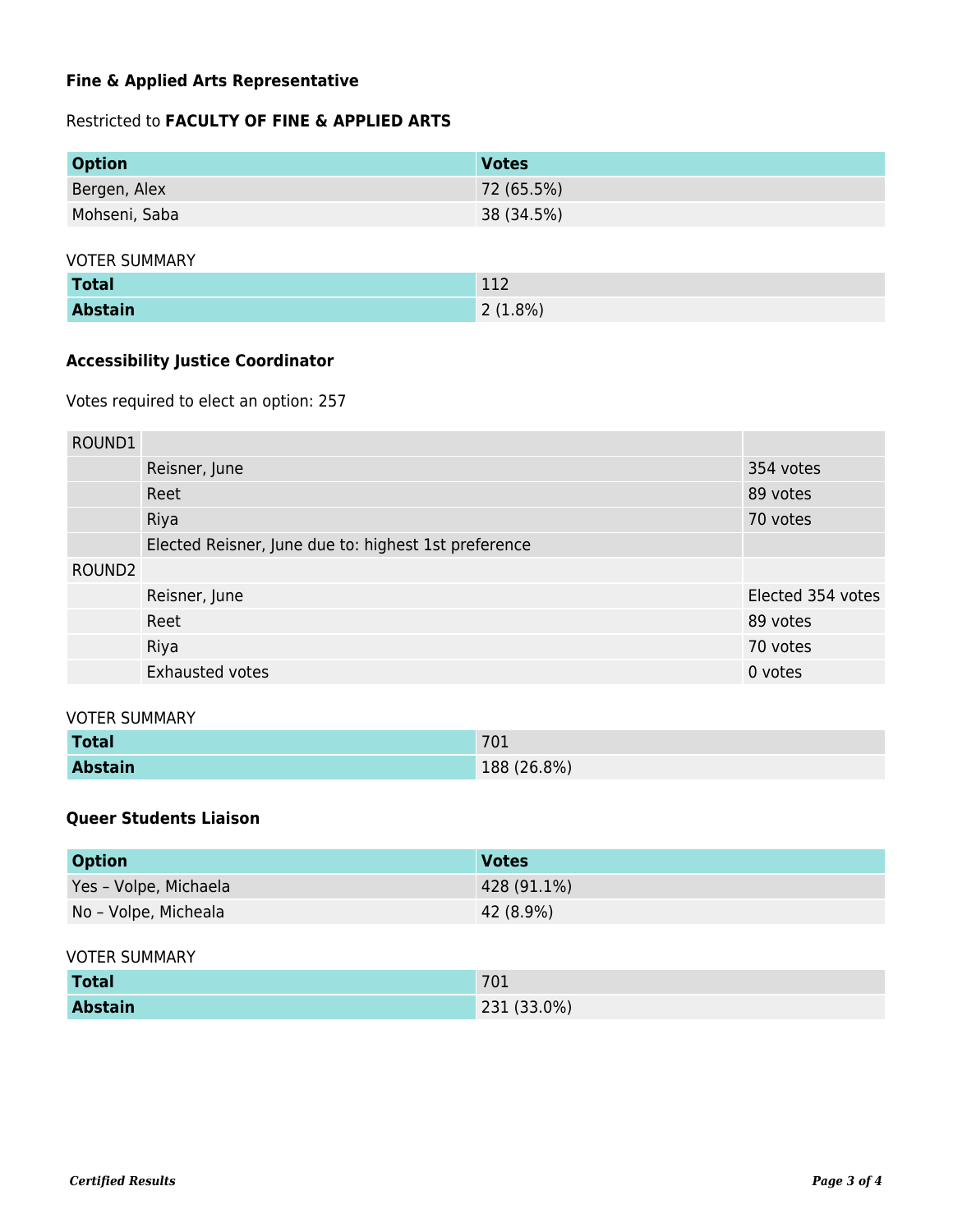### Fine & Applied Arts Representative

Restricted to **FACULTY OF FINE & APPLIED ARTS**

| Option | Votes |
|---|---|
| Bergen, Alex | 72 (65.5%) |
| Mohseni, Saba | 38 (34.5%) |

VOTER SUMMARY

| **Total** | 112 |
|---|---|
| **Abstain** | 2 (1.8%) |

### Accessibility Justice Coordinator

Votes required to elect an option: 257

| ROUND1 | | |
|---|---|---|
| | Reisner, June | 354 votes |
| | Reet | 89 votes |
| | Riya | 70 votes |
| | Elected Reisner, June due to: highest 1st preference | |
| ROUND2 | | |
| | Reisner, June | Elected 354 votes |
| | Reet | 89 votes |
| | Riya | 70 votes |
| | Exhausted votes | 0 votes |

VOTER SUMMARY

| **Total** | 701 |
|---|---|
| **Abstain** | 188 (26.8%) |

### Queer Students Liaison

| Option | Votes |
|---|---|
| Yes – Volpe, Michaela | 428 (91.1%) |
| No – Volpe, Micheala | 42 (8.9%) |

VOTER SUMMARY

| **Total** | 701 |
|---|---|
| **Abstain** | 231 (33.0%) |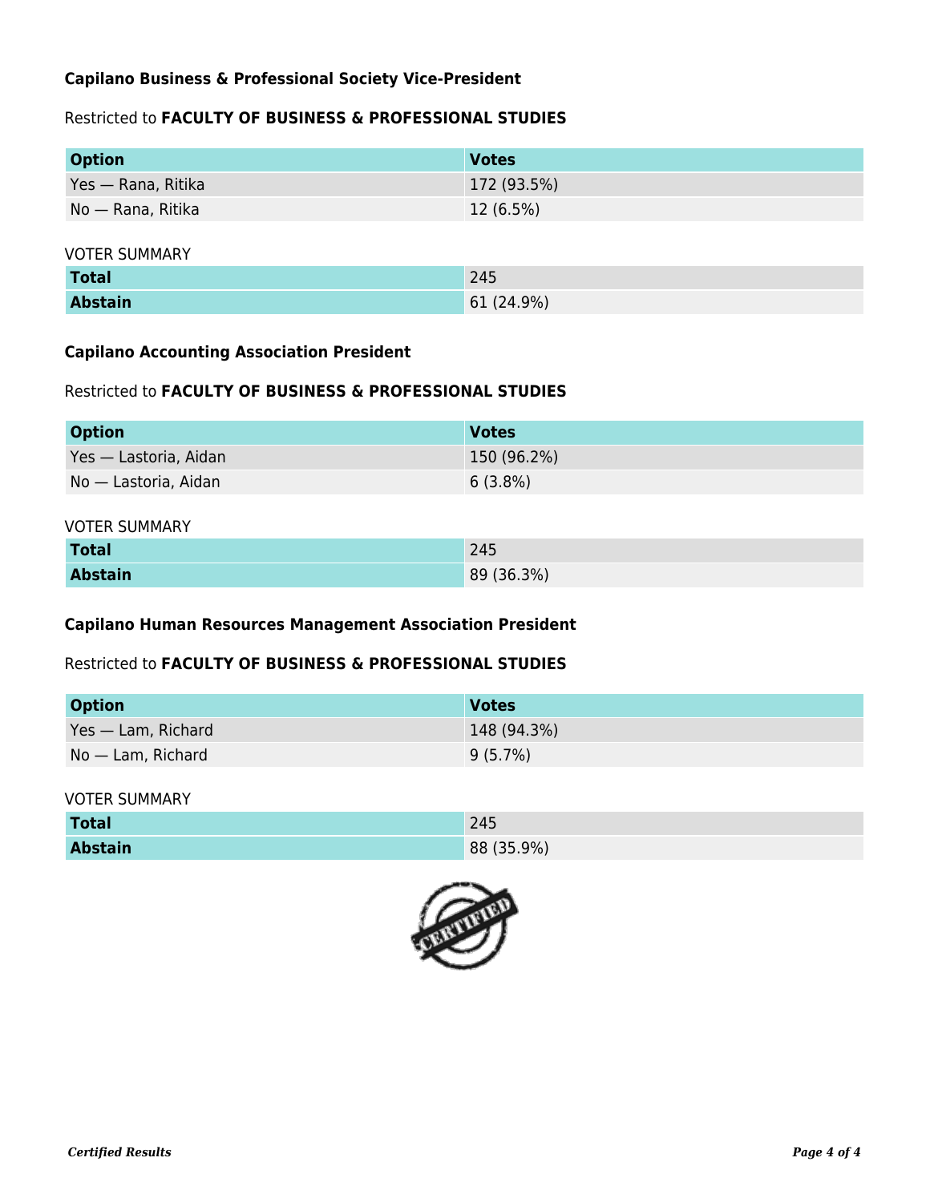### Capilano Business & Professional Society Vice-President

Restricted to **FACULTY OF BUSINESS & PROFESSIONAL STUDIES**

| Option | Votes |
| --- | --- |
| Yes — Rana, Ritika | 172 (93.5%) |
| No — Rana, Ritika | 12 (6.5%) |

VOTER SUMMARY

| | |
| --- | --- |
| **Total** | 245 |
| **Abstain** | 61 (24.9%) |

### Capilano Accounting Association President

Restricted to **FACULTY OF BUSINESS & PROFESSIONAL STUDIES**

| Option | Votes |
| --- | --- |
| Yes — Lastoria, Aidan | 150 (96.2%) |
| No — Lastoria, Aidan | 6 (3.8%) |

VOTER SUMMARY

| | |
| --- | --- |
| **Total** | 245 |
| **Abstain** | 89 (36.3%) |

### Capilano Human Resources Management Association President

Restricted to **FACULTY OF BUSINESS & PROFESSIONAL STUDIES**

| Option | Votes |
| --- | --- |
| Yes — Lam, Richard | 148 (94.3%) |
| No — Lam, Richard | 9 (5.7%) |

VOTER SUMMARY

| | |
| --- | --- |
| **Total** | 245 |
| **Abstain** | 88 (35.9%) |

CERTIFIED